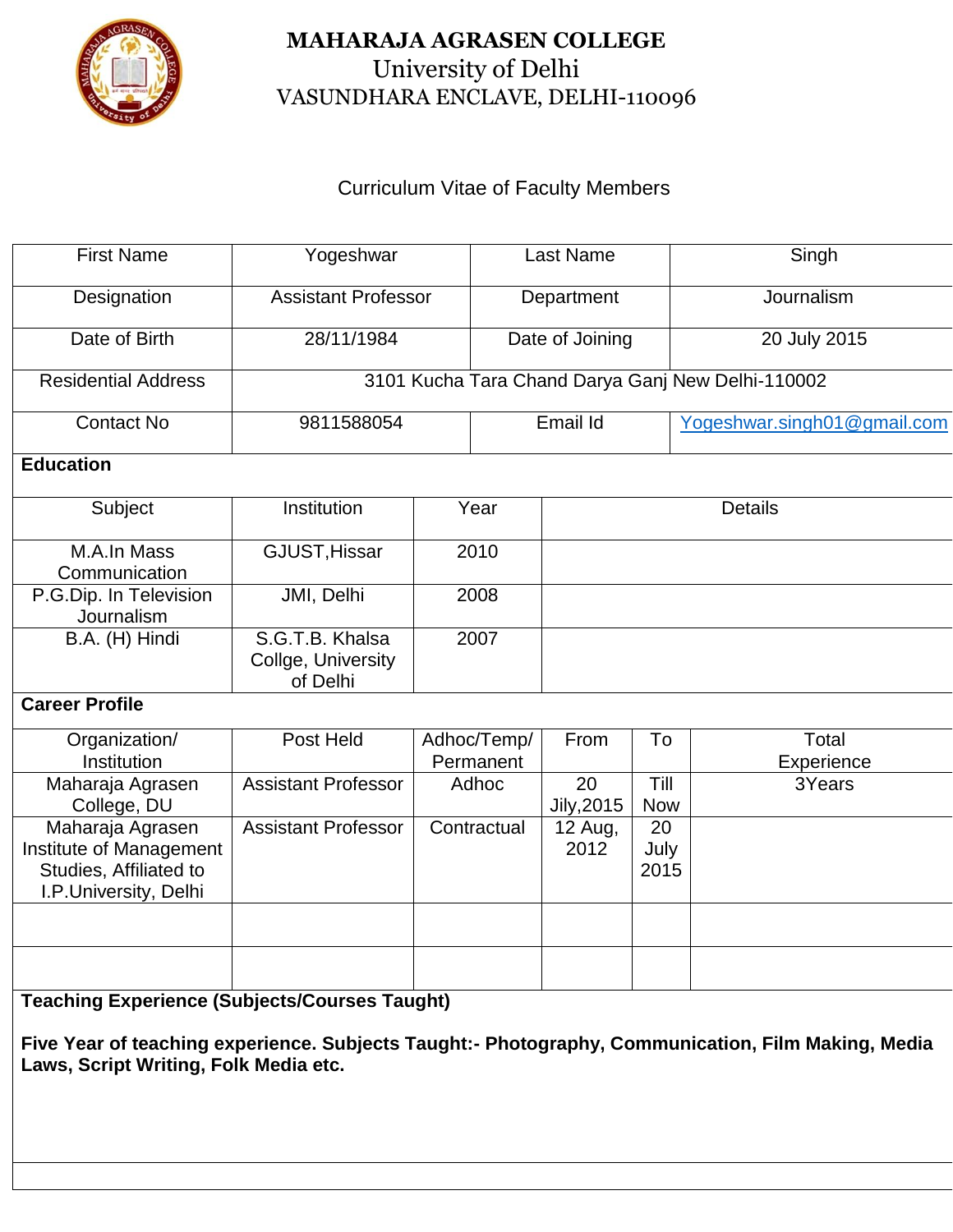# MAHARAJA AGRASEN COLLEGE

University of Delhi

VASUNDHARA ENCLAVE, DELHI-110096

Curriculum Vitae of Faculty Members

| First Name | Yogeshwar | Last Name | Singh |
|---|---|---|---|
| Designation | Assistant Professor | Department | Journalism |
| Date of Birth | 28/11/1984 | Date of Joining | 20 July 2015 |
| Residential Address | 3101 Kucha Tara Chand Darya Ganj New Delhi-110002 | | |
| Contact No | 9811588054 | Email Id | Yogeshwar.singh01@gmail.com |

**Education**

| Subject | Institution | Year | Details |
|---|---|---|---|
| M.A.In Mass Communication | GJUST,Hissar | 2010 | |
| P.G.Dip. In Television Journalism | JMI, Delhi | 2008 | |
| B.A. (H) Hindi | S.G.T.B. Khalsa Collge, University of Delhi | 2007 | |

**Career Profile**

| Organization/ Institution | Post Held | Adhoc/Temp/ Permanent | From | To | Total Experience |
|---|---|---|---|---|---|
| Maharaja Agrasen College, DU | Assistant Professor | Adhoc | 20 Jily,2015 | Till Now | 3Years |
| Maharaja Agrasen Institute of Management Studies, Affiliated to I.P.University, Delhi | Assistant Professor | Contractual | 12 Aug, 2012 | 20 July 2015 | |
| | | | | | |
| | | | | | |

**Teaching Experience (Subjects/Courses Taught)**

**Five Year of teaching experience. Subjects Taught:- Photography, Communication, Film Making, Media Laws, Script Writing, Folk Media etc.**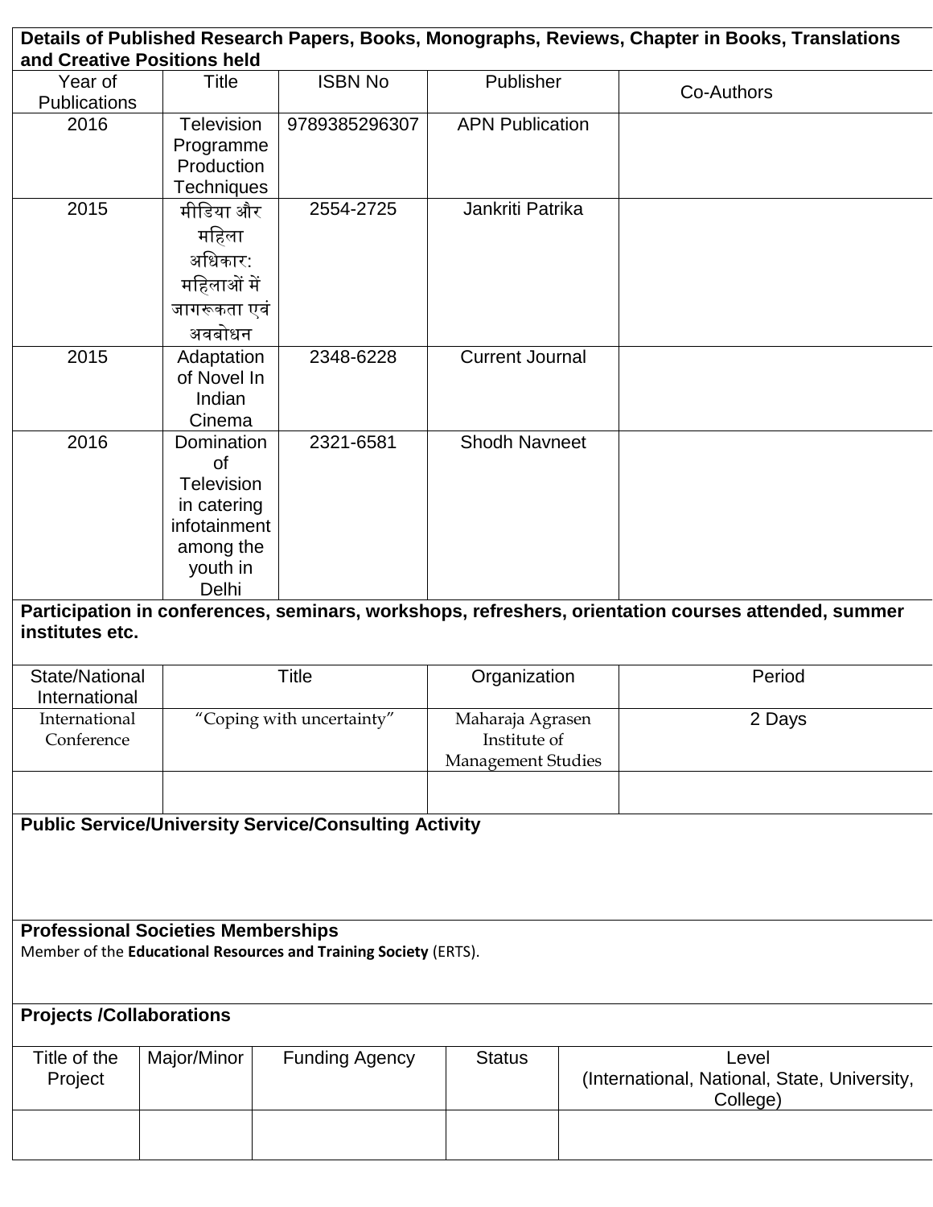**Details of Published Research Papers, Books, Monographs, Reviews, Chapter in Books, Translations and Creative Positions held**

| Year of Publications | Title | ISBN No | Publisher | Co-Authors |
|---|---|---|---|---|
| 2016 | Television Programme Production Techniques | 9789385296307 | APN Publication | |
| 2015 | मीडिया और महिला अधिकार: महिलाओं में जागरूकता एवं अवबोधन | 2554-2725 | Jankriti Patrika | |
| 2015 | Adaptation of Novel In Indian Cinema | 2348-6228 | Current Journal | |
| 2016 | Domination of Television in catering infotainment among the youth in Delhi | 2321-6581 | Shodh Navneet | |

**Participation in conferences, seminars, workshops, refreshers, orientation courses attended, summer institutes etc.**

| State/National International | Title | Organization | Period |
|---|---|---|---|
| International Conference | "Coping with uncertainty" | Maharaja Agrasen Institute of Management Studies | 2 Days |
| | | | |

**Public Service/University Service/Consulting Activity**

**Professional Societies Memberships**

Member of the **Educational Resources and Training Society** (ERTS).

**Projects /Collaborations**

| Title of the Project | Major/Minor | Funding Agency | Status | Level (International, National, State, University, College) |
|---|---|---|---|---|
| | | | | |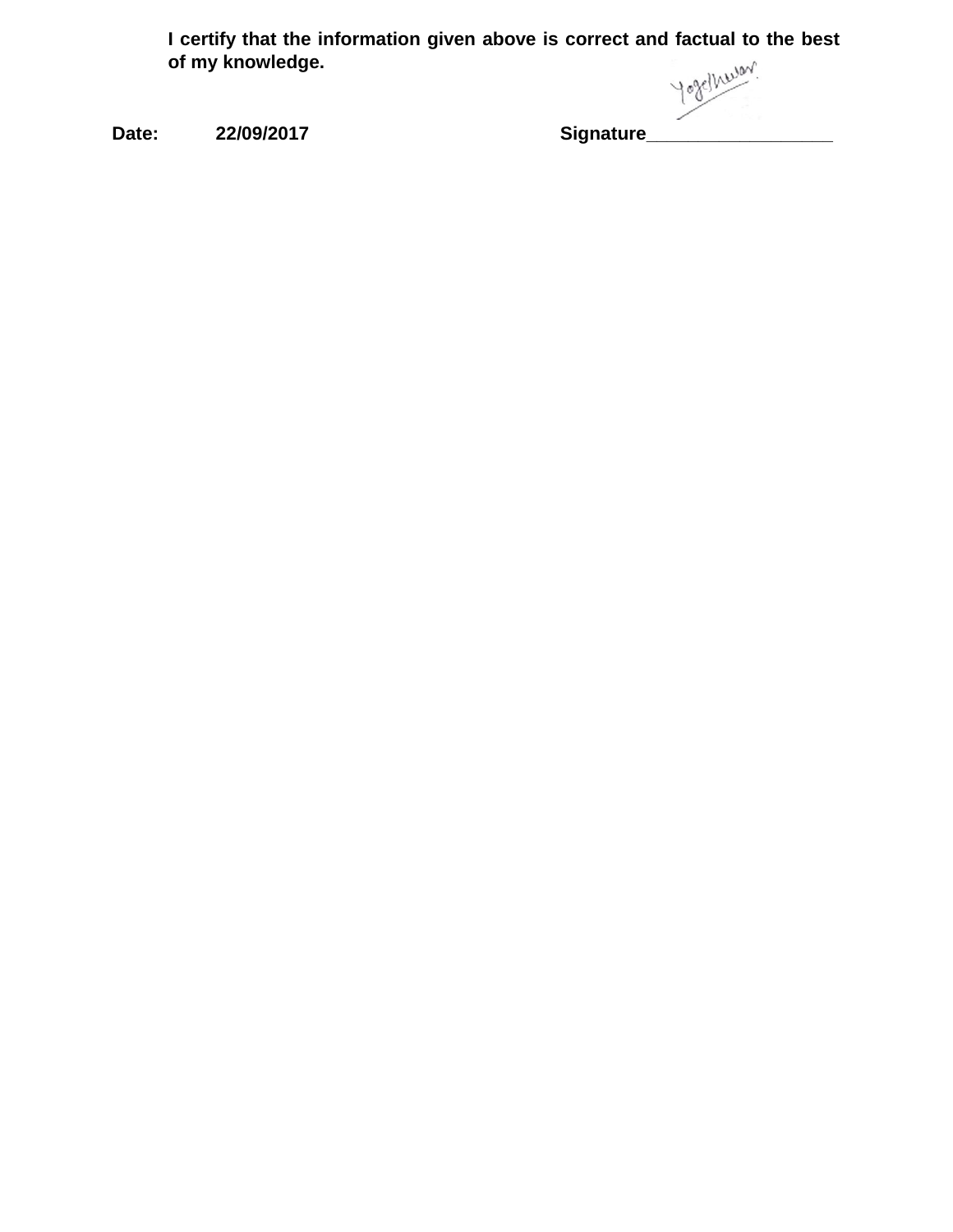**I certify that the information given above is correct and factual to the best of my knowledge.**

**Date: 22/09/2017** **Signature__________________**